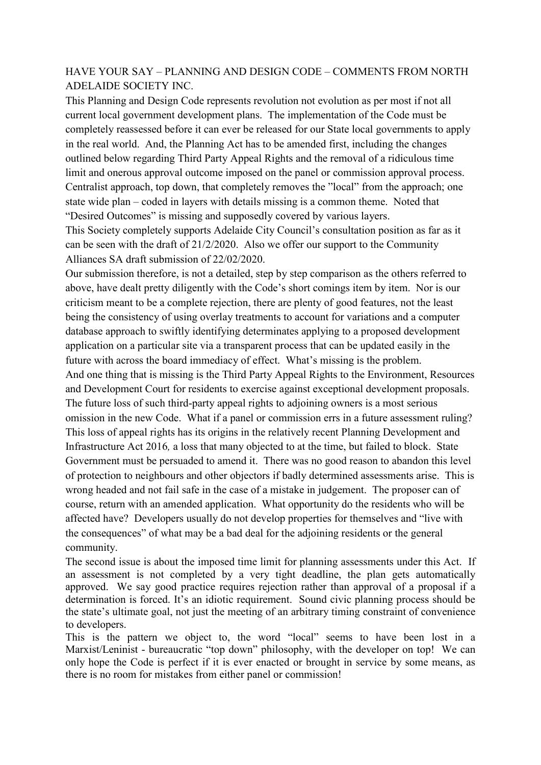HAVE YOUR SAY – PLANNING AND DESIGN CODE – COMMENTS FROM NORTH ADELAIDE SOCIETY INC.

This Planning and Design Code represents revolution not evolution as per most if not all current local government development plans. The implementation of the Code must be completely reassessed before it can ever be released for our State local governments to apply in the real world. And, the Planning Act has to be amended first, including the changes outlined below regarding Third Party Appeal Rights and the removal of a ridiculous time limit and onerous approval outcome imposed on the panel or commission approval process. Centralist approach, top down, that completely removes the "local" from the approach; one state wide plan – coded in layers with details missing is a common theme. Noted that "Desired Outcomes" is missing and supposedly covered by various layers.

This Society completely supports Adelaide City Council's consultation position as far as it can be seen with the draft of 21/2/2020. Also we offer our support to the Community Alliances SA draft submission of 22/02/2020.

Our submission therefore, is not a detailed, step by step comparison as the others referred to above, have dealt pretty diligently with the Code's short comings item by item. Nor is our criticism meant to be a complete rejection, there are plenty of good features, not the least being the consistency of using overlay treatments to account for variations and a computer database approach to swiftly identifying determinates applying to a proposed development application on a particular site via a transparent process that can be updated easily in the future with across the board immediacy of effect. What's missing is the problem.

And one thing that is missing is the Third Party Appeal Rights to the Environment, Resources and Development Court for residents to exercise against exceptional development proposals. The future loss of such third-party appeal rights to adjoining owners is a most serious omission in the new Code. What if a panel or commission errs in a future assessment ruling? This loss of appeal rights has its origins in the relatively recent Planning Development and Infrastructure Act 2016*,* a loss that many objected to at the time, but failed to block. State Government must be persuaded to amend it. There was no good reason to abandon this level of protection to neighbours and other objectors if badly determined assessments arise. This is wrong headed and not fail safe in the case of a mistake in judgement. The proposer can of course, return with an amended application. What opportunity do the residents who will be affected have? Developers usually do not develop properties for themselves and "live with the consequences" of what may be a bad deal for the adjoining residents or the general community.

The second issue is about the imposed time limit for planning assessments under this Act. If an assessment is not completed by a very tight deadline, the plan gets automatically approved. We say good practice requires rejection rather than approval of a proposal if a determination is forced. It's an idiotic requirement. Sound civic planning process should be the state's ultimate goal, not just the meeting of an arbitrary timing constraint of convenience to developers.

This is the pattern we object to, the word "local" seems to have been lost in a Marxist/Leninist - bureaucratic "top down" philosophy, with the developer on top! We can only hope the Code is perfect if it is ever enacted or brought in service by some means, as there is no room for mistakes from either panel or commission!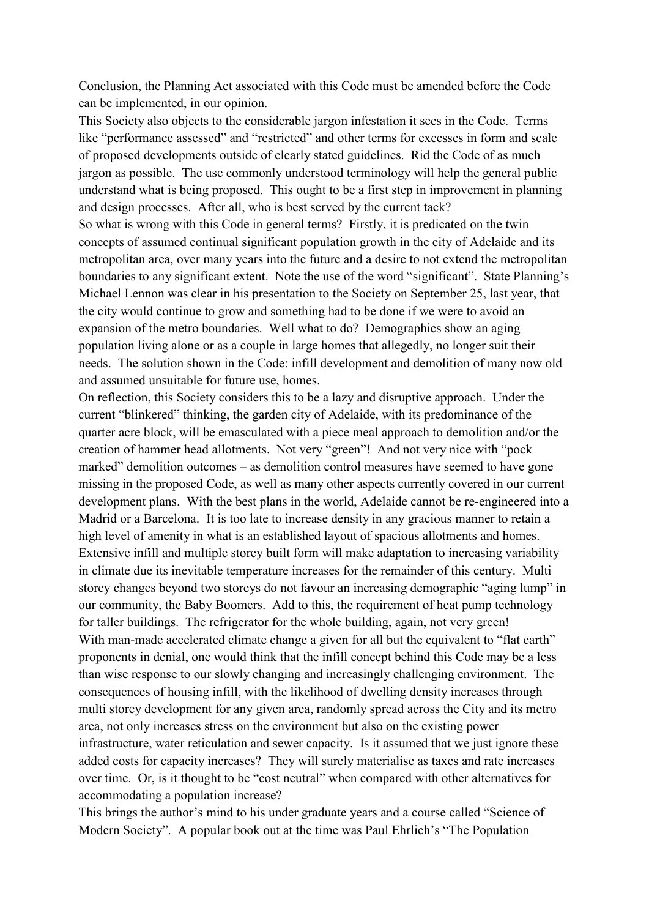Conclusion, the Planning Act associated with this Code must be amended before the Code can be implemented, in our opinion.

This Society also objects to the considerable jargon infestation it sees in the Code. Terms like "performance assessed" and "restricted" and other terms for excesses in form and scale of proposed developments outside of clearly stated guidelines. Rid the Code of as much jargon as possible. The use commonly understood terminology will help the general public understand what is being proposed. This ought to be a first step in improvement in planning and design processes. After all, who is best served by the current tack?

So what is wrong with this Code in general terms? Firstly, it is predicated on the twin concepts of assumed continual significant population growth in the city of Adelaide and its metropolitan area, over many years into the future and a desire to not extend the metropolitan boundaries to any significant extent. Note the use of the word "significant". State Planning's Michael Lennon was clear in his presentation to the Society on September 25, last year, that the city would continue to grow and something had to be done if we were to avoid an expansion of the metro boundaries. Well what to do? Demographics show an aging population living alone or as a couple in large homes that allegedly, no longer suit their needs. The solution shown in the Code: infill development and demolition of many now old and assumed unsuitable for future use, homes.

On reflection, this Society considers this to be a lazy and disruptive approach. Under the current "blinkered" thinking, the garden city of Adelaide, with its predominance of the quarter acre block, will be emasculated with a piece meal approach to demolition and/or the creation of hammer head allotments. Not very "green"! And not very nice with "pock marked" demolition outcomes – as demolition control measures have seemed to have gone missing in the proposed Code, as well as many other aspects currently covered in our current development plans. With the best plans in the world, Adelaide cannot be re-engineered into a Madrid or a Barcelona. It is too late to increase density in any gracious manner to retain a high level of amenity in what is an established layout of spacious allotments and homes. Extensive infill and multiple storey built form will make adaptation to increasing variability in climate due its inevitable temperature increases for the remainder of this century. Multi storey changes beyond two storeys do not favour an increasing demographic "aging lump" in our community, the Baby Boomers. Add to this, the requirement of heat pump technology for taller buildings. The refrigerator for the whole building, again, not very green!

With man-made accelerated climate change a given for all but the equivalent to "flat earth" proponents in denial, one would think that the infill concept behind this Code may be a less than wise response to our slowly changing and increasingly challenging environment. The consequences of housing infill, with the likelihood of dwelling density increases through multi storey development for any given area, randomly spread across the City and its metro area, not only increases stress on the environment but also on the existing power infrastructure, water reticulation and sewer capacity. Is it assumed that we just ignore these added costs for capacity increases? They will surely materialise as taxes and rate increases over time. Or, is it thought to be "cost neutral" when compared with other alternatives for accommodating a population increase?

This brings the author's mind to his under graduate years and a course called "Science of Modern Society". A popular book out at the time was Paul Ehrlich's "The Population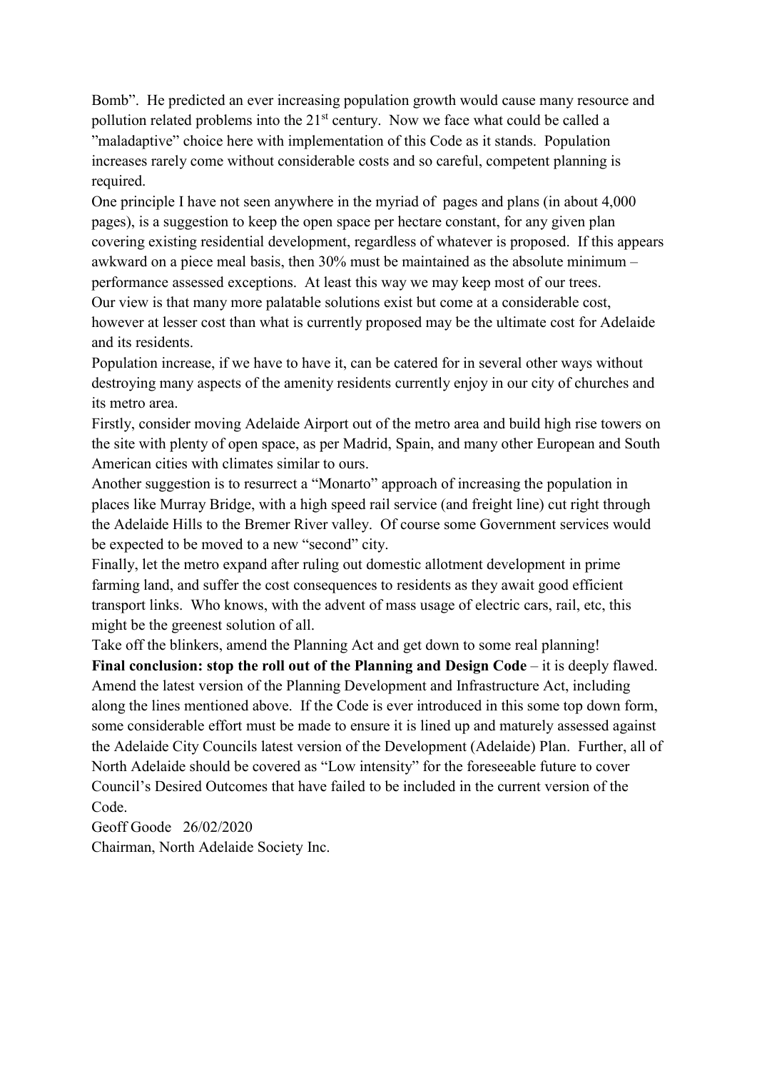Bomb". He predicted an ever increasing population growth would cause many resource and pollution related problems into the 21st century. Now we face what could be called a "maladaptive" choice here with implementation of this Code as it stands. Population increases rarely come without considerable costs and so careful, competent planning is required.

One principle I have not seen anywhere in the myriad of pages and plans (in about 4,000 pages), is a suggestion to keep the open space per hectare constant, for any given plan covering existing residential development, regardless of whatever is proposed. If this appears awkward on a piece meal basis, then 30% must be maintained as the absolute minimum – performance assessed exceptions. At least this way we may keep most of our trees.

Our view is that many more palatable solutions exist but come at a considerable cost, however at lesser cost than what is currently proposed may be the ultimate cost for Adelaide and its residents.

Population increase, if we have to have it, can be catered for in several other ways without destroying many aspects of the amenity residents currently enjoy in our city of churches and its metro area.

Firstly, consider moving Adelaide Airport out of the metro area and build high rise towers on the site with plenty of open space, as per Madrid, Spain, and many other European and South American cities with climates similar to ours.

Another suggestion is to resurrect a "Monarto" approach of increasing the population in places like Murray Bridge, with a high speed rail service (and freight line) cut right through the Adelaide Hills to the Bremer River valley. Of course some Government services would be expected to be moved to a new "second" city.

Finally, let the metro expand after ruling out domestic allotment development in prime farming land, and suffer the cost consequences to residents as they await good efficient transport links. Who knows, with the advent of mass usage of electric cars, rail, etc, this might be the greenest solution of all.

Take off the blinkers, amend the Planning Act and get down to some real planning!

**Final conclusion: stop the roll out of the Planning and Design Code** – it is deeply flawed. Amend the latest version of the Planning Development and Infrastructure Act, including along the lines mentioned above. If the Code is ever introduced in this some top down form, some considerable effort must be made to ensure it is lined up and maturely assessed against the Adelaide City Councils latest version of the Development (Adelaide) Plan. Further, all of North Adelaide should be covered as "Low intensity" for the foreseeable future to cover Council's Desired Outcomes that have failed to be included in the current version of the Code.

Geoff Goode 26/02/2020

Chairman, North Adelaide Society Inc.